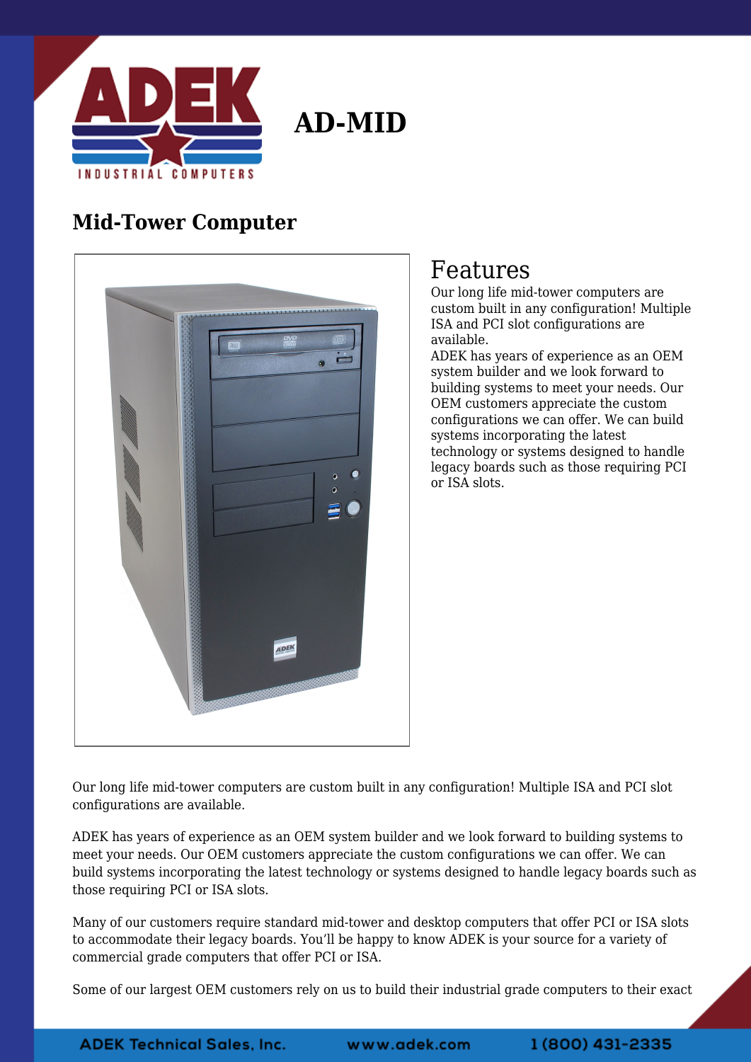# AD-MID

## Mid-Tower Computer

### Features

Our long life mid-tower computers are custom built in any configuration! Multiple ISA and PCI slot configurations are available.

ADEK has years of experience as an OEM system builder and we look forward to building systems to meet your needs. Our OEM customers appreciate the custom configurations we can offer. We can build systems incorporating the latest technology or systems designed to handle legacy boards such as those requiring PCI or ISA slots.

Our long life mid-tower computers are custom built in any configuration! Multiple ISA and PCI slot configurations are available.

ADEK has years of experience as an OEM system builder and we look forward to building systems to meet your needs. Our OEM customers appreciate the custom configurations we can offer. We can build systems incorporating the latest technology or systems designed to handle legacy boards such as those requiring PCI or ISA slots.

Many of our customers require standard mid-tower and desktop computers that offer PCI or ISA slots to accommodate their legacy boards. You'll be happy to know ADEK is your source for a variety of commercial grade computers that offer PCI or ISA.

Some of our largest OEM customers rely on us to build their industrial grade computers to their exact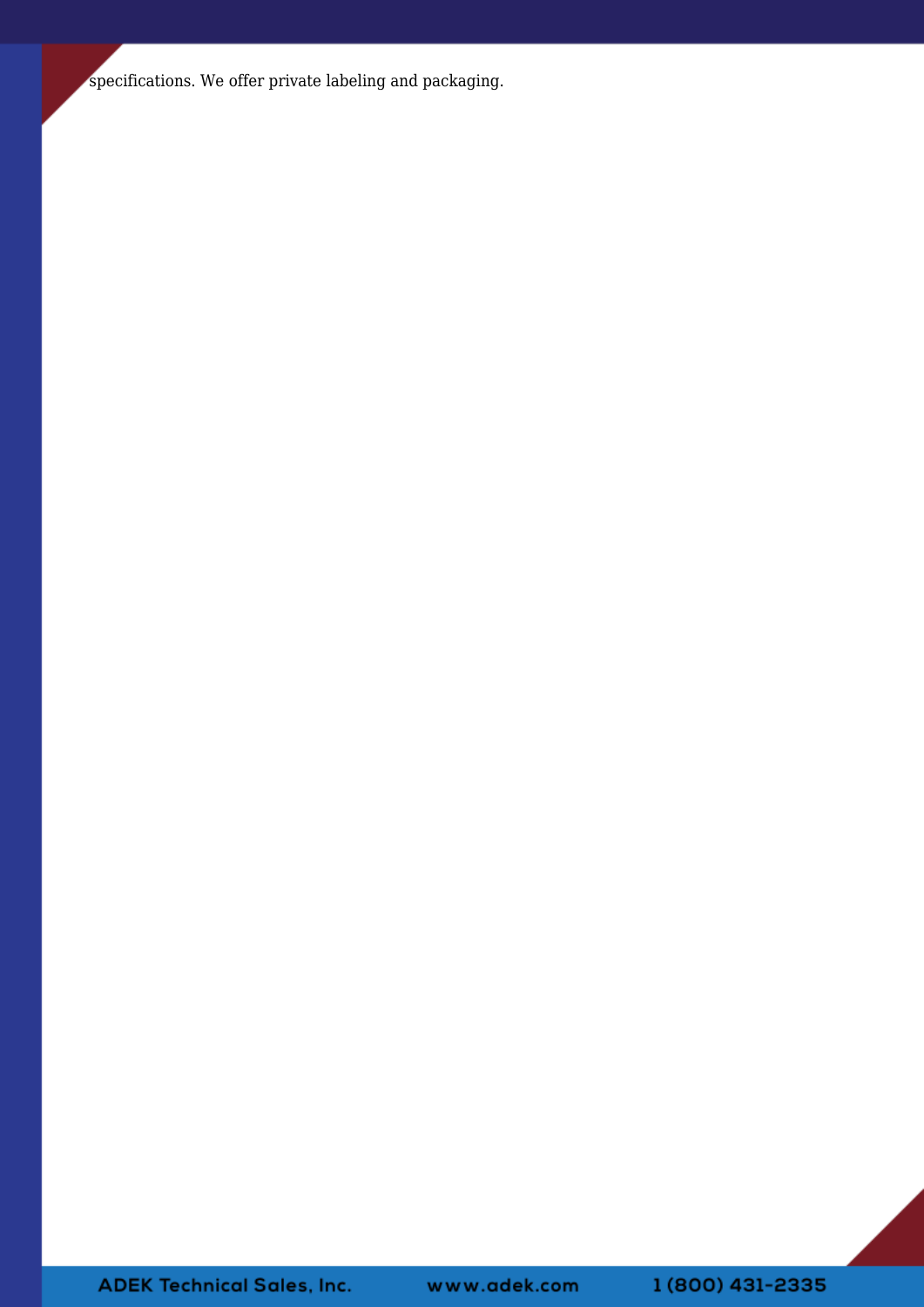specifications. We offer private labeling and packaging.